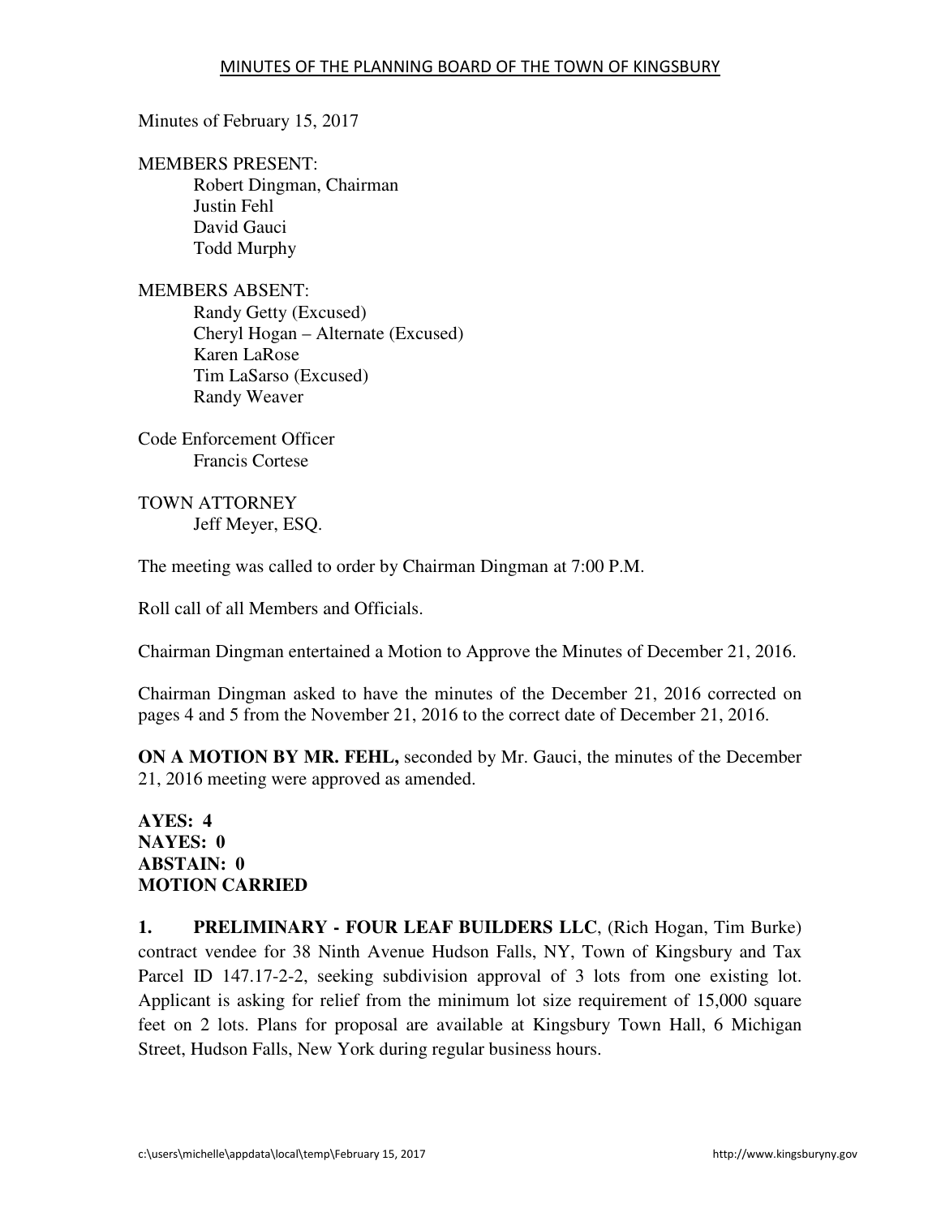# MINUTES OF THE PLANNING BOARD OF THE TOWN OF KINGSBURY

Minutes of February 15, 2017

MEMBERS PRESENT:
- Robert Dingman, Chairman
- Justin Fehl
- David Gauci
- Todd Murphy

MEMBERS ABSENT:
- Randy Getty (Excused)
- Cheryl Hogan – Alternate (Excused)
- Karen LaRose
- Tim LaSarso (Excused)
- Randy Weaver

Code Enforcement Officer
- Francis Cortese

TOWN ATTORNEY
- Jeff Meyer, ESQ.

The meeting was called to order by Chairman Dingman at 7:00 P.M.

Roll call of all Members and Officials.

Chairman Dingman entertained a Motion to Approve the Minutes of December 21, 2016.

Chairman Dingman asked to have the minutes of the December 21, 2016 corrected on pages 4 and 5 from the November 21, 2016 to the correct date of December 21, 2016.

**ON A MOTION BY MR. FEHL,** seconded by Mr. Gauci, the minutes of the December 21, 2016 meeting were approved as amended.

**AYES: 4**
**NAYES: 0**
**ABSTAIN: 0**
**MOTION CARRIED**

**1. PRELIMINARY - FOUR LEAF BUILDERS LLC**, (Rich Hogan, Tim Burke) contract vendee for 38 Ninth Avenue Hudson Falls, NY, Town of Kingsbury and Tax Parcel ID 147.17-2-2, seeking subdivision approval of 3 lots from one existing lot. Applicant is asking for relief from the minimum lot size requirement of 15,000 square feet on 2 lots. Plans for proposal are available at Kingsbury Town Hall, 6 Michigan Street, Hudson Falls, New York during regular business hours.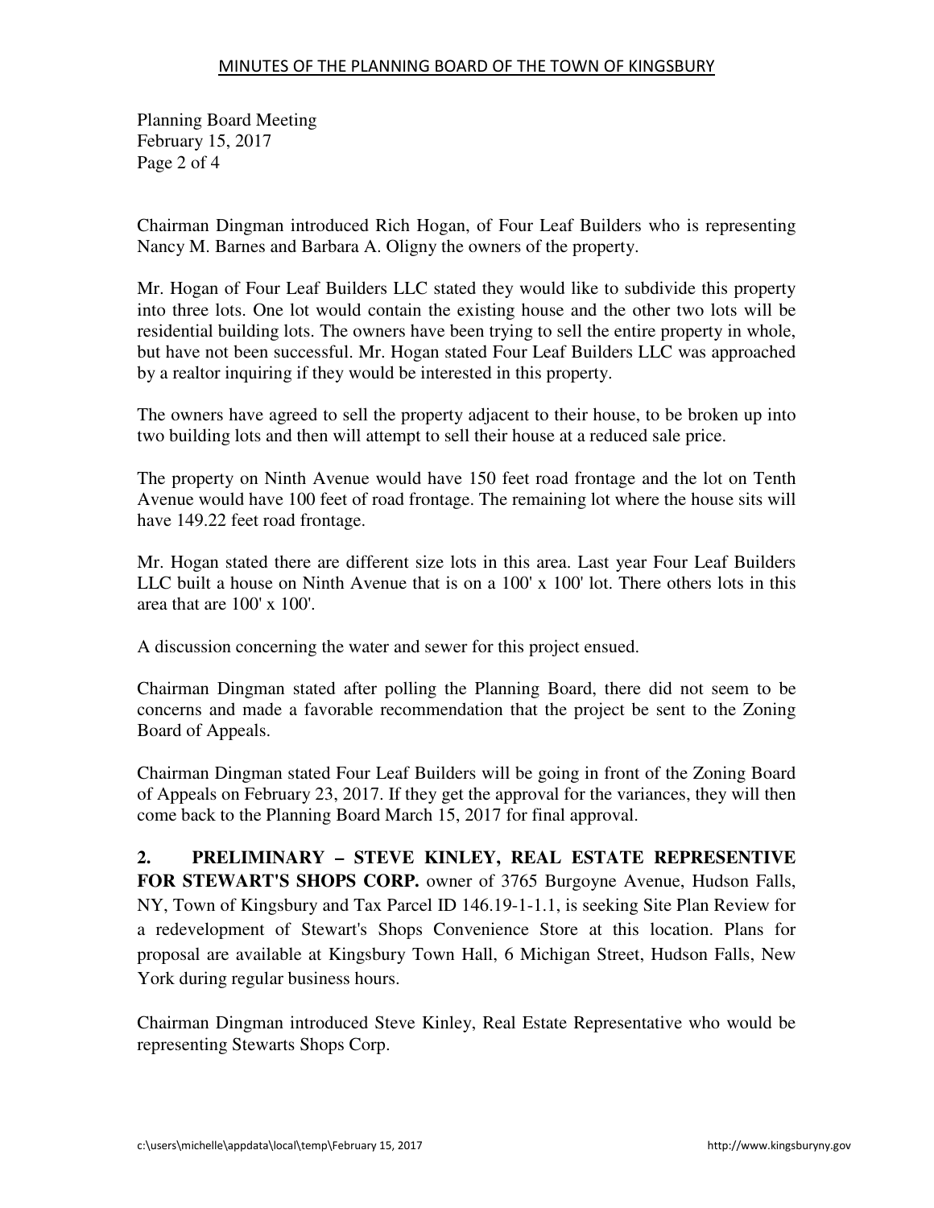Chairman Dingman introduced Rich Hogan, of Four Leaf Builders who is representing Nancy M. Barnes and Barbara A. Oligny the owners of the property.

Mr. Hogan of Four Leaf Builders LLC stated they would like to subdivide this property into three lots. One lot would contain the existing house and the other two lots will be residential building lots. The owners have been trying to sell the entire property in whole, but have not been successful. Mr. Hogan stated Four Leaf Builders LLC was approached by a realtor inquiring if they would be interested in this property.

The owners have agreed to sell the property adjacent to their house, to be broken up into two building lots and then will attempt to sell their house at a reduced sale price.

The property on Ninth Avenue would have 150 feet road frontage and the lot on Tenth Avenue would have 100 feet of road frontage. The remaining lot where the house sits will have 149.22 feet road frontage.

Mr. Hogan stated there are different size lots in this area. Last year Four Leaf Builders LLC built a house on Ninth Avenue that is on a 100' x 100' lot. There others lots in this area that are 100' x 100'.

A discussion concerning the water and sewer for this project ensued.

Chairman Dingman stated after polling the Planning Board, there did not seem to be concerns and made a favorable recommendation that the project be sent to the Zoning Board of Appeals.

Chairman Dingman stated Four Leaf Builders will be going in front of the Zoning Board of Appeals on February 23, 2017. If they get the approval for the variances, they will then come back to the Planning Board March 15, 2017 for final approval.

**2. PRELIMINARY – STEVE KINLEY, REAL ESTATE REPRESENTIVE FOR STEWART'S SHOPS CORP.** owner of 3765 Burgoyne Avenue, Hudson Falls, NY, Town of Kingsbury and Tax Parcel ID 146.19-1-1.1, is seeking Site Plan Review for a redevelopment of Stewart's Shops Convenience Store at this location. Plans for proposal are available at Kingsbury Town Hall, 6 Michigan Street, Hudson Falls, New York during regular business hours.

Chairman Dingman introduced Steve Kinley, Real Estate Representative who would be representing Stewarts Shops Corp.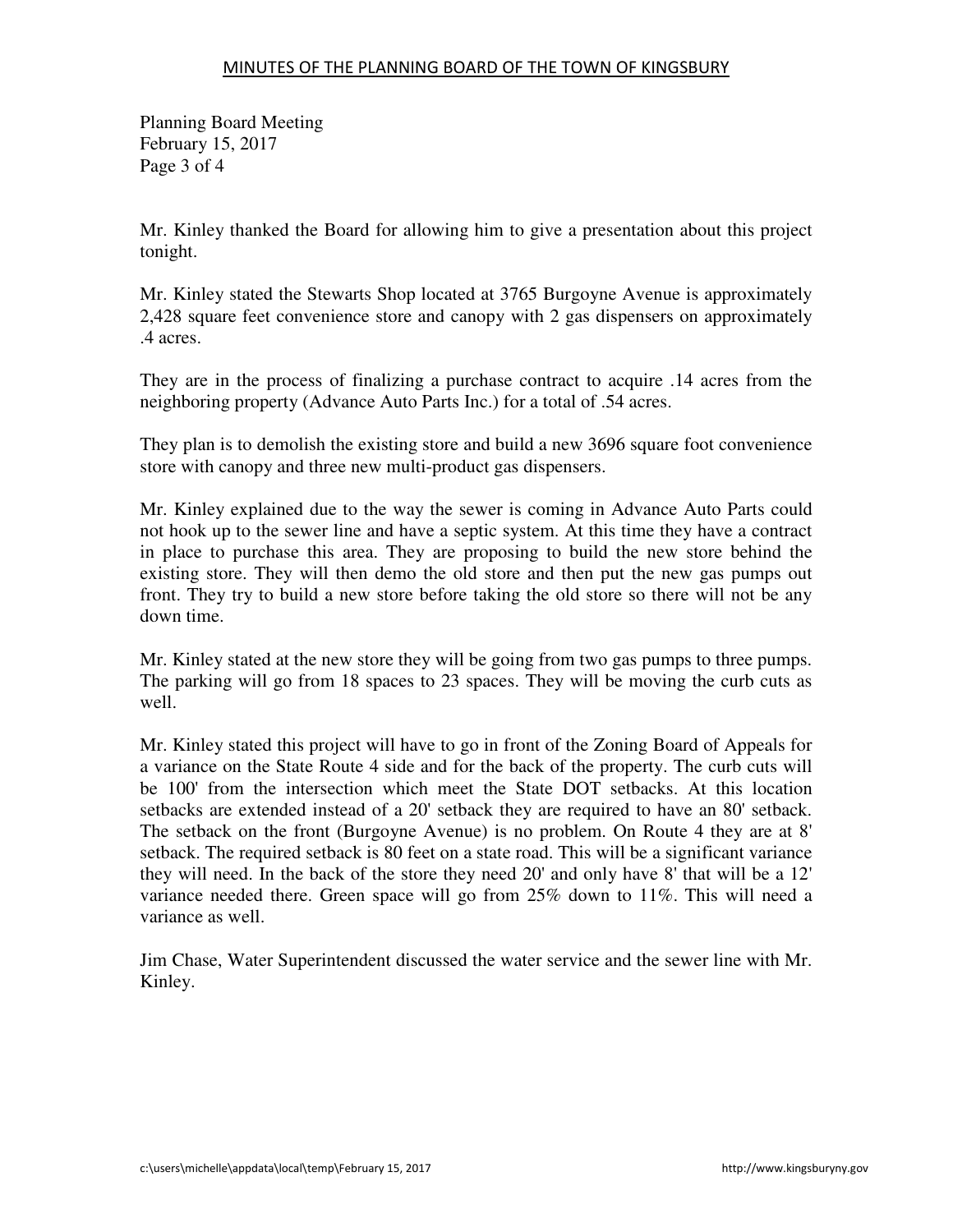Planning Board Meeting
February 15, 2017

Mr. Kinley thanked the Board for allowing him to give a presentation about this project tonight.

Mr. Kinley stated the Stewarts Shop located at 3765 Burgoyne Avenue is approximately 2,428 square feet convenience store and canopy with 2 gas dispensers on approximately .4 acres.

They are in the process of finalizing a purchase contract to acquire .14 acres from the neighboring property (Advance Auto Parts Inc.) for a total of .54 acres.

They plan is to demolish the existing store and build a new 3696 square foot convenience store with canopy and three new multi-product gas dispensers.

Mr. Kinley explained due to the way the sewer is coming in Advance Auto Parts could not hook up to the sewer line and have a septic system. At this time they have a contract in place to purchase this area. They are proposing to build the new store behind the existing store. They will then demo the old store and then put the new gas pumps out front. They try to build a new store before taking the old store so there will not be any down time.

Mr. Kinley stated at the new store they will be going from two gas pumps to three pumps. The parking will go from 18 spaces to 23 spaces. They will be moving the curb cuts as well.

Mr. Kinley stated this project will have to go in front of the Zoning Board of Appeals for a variance on the State Route 4 side and for the back of the property. The curb cuts will be 100' from the intersection which meet the State DOT setbacks. At this location setbacks are extended instead of a 20' setback they are required to have an 80' setback. The setback on the front (Burgoyne Avenue) is no problem. On Route 4 they are at 8' setback. The required setback is 80 feet on a state road. This will be a significant variance they will need. In the back of the store they need 20' and only have 8' that will be a 12' variance needed there. Green space will go from 25% down to 11%. This will need a variance as well.

Jim Chase, Water Superintendent discussed the water service and the sewer line with Mr. Kinley.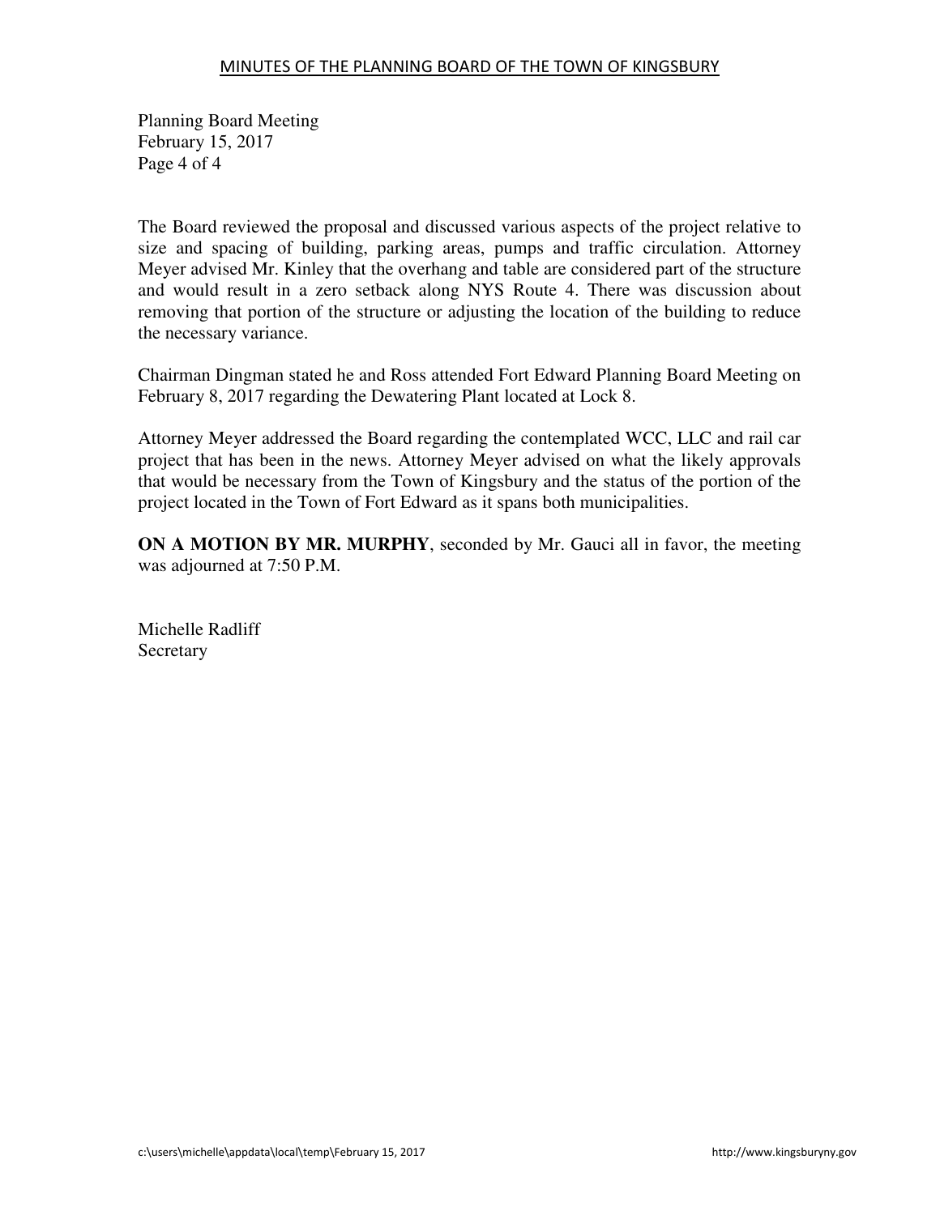Planning Board Meeting
February 15, 2017

The Board reviewed the proposal and discussed various aspects of the project relative to size and spacing of building, parking areas, pumps and traffic circulation. Attorney Meyer advised Mr. Kinley that the overhang and table are considered part of the structure and would result in a zero setback along NYS Route 4. There was discussion about removing that portion of the structure or adjusting the location of the building to reduce the necessary variance.

Chairman Dingman stated he and Ross attended Fort Edward Planning Board Meeting on February 8, 2017 regarding the Dewatering Plant located at Lock 8.

Attorney Meyer addressed the Board regarding the contemplated WCC, LLC and rail car project that has been in the news. Attorney Meyer advised on what the likely approvals that would be necessary from the Town of Kingsbury and the status of the portion of the project located in the Town of Fort Edward as it spans both municipalities.

**ON A MOTION BY MR. MURPHY**, seconded by Mr. Gauci all in favor, the meeting was adjourned at 7:50 P.M.

Michelle Radliff
Secretary